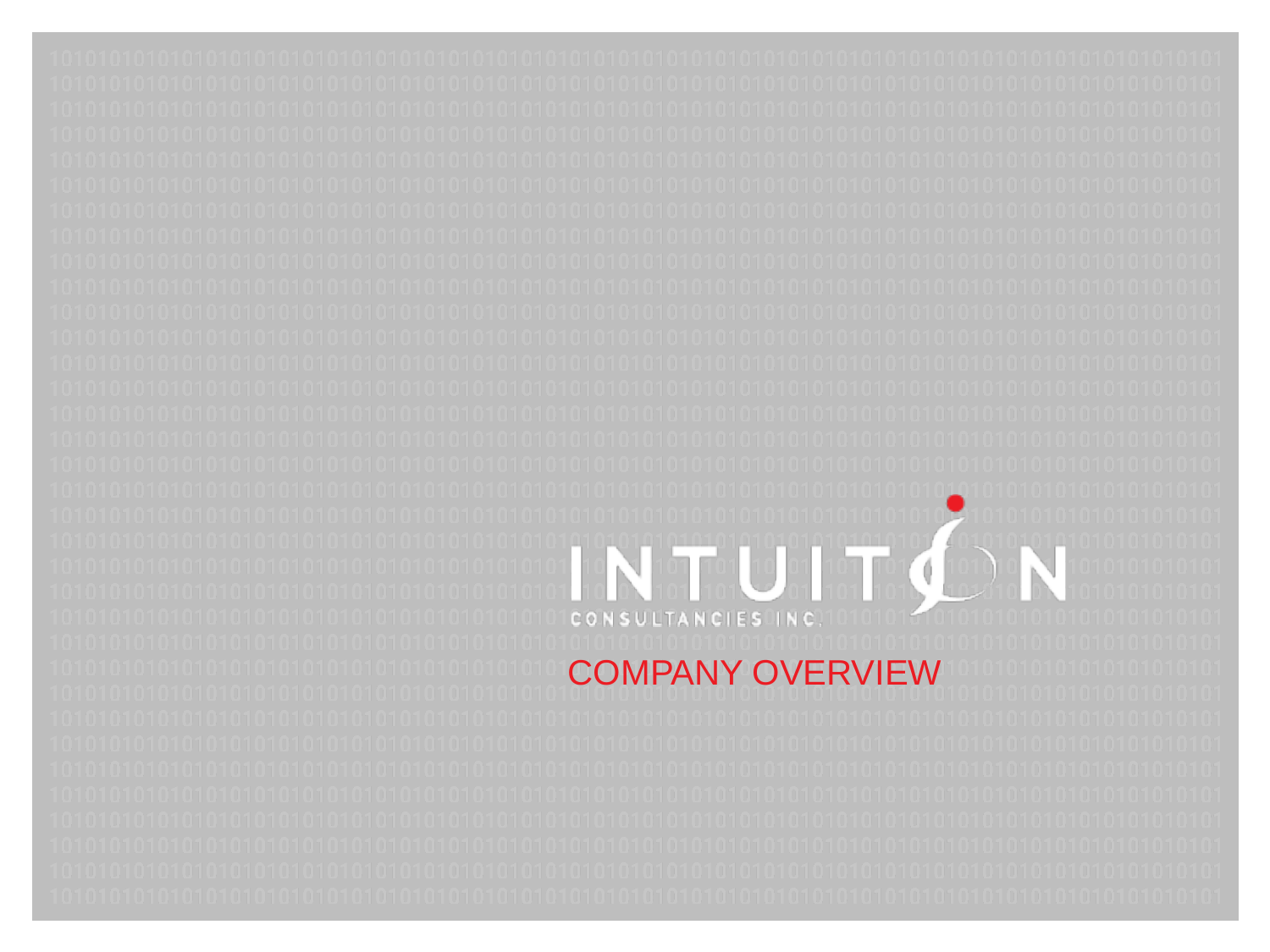# INTUITION

CONSULTANCIES INC.

## COMPANY OVERVIEW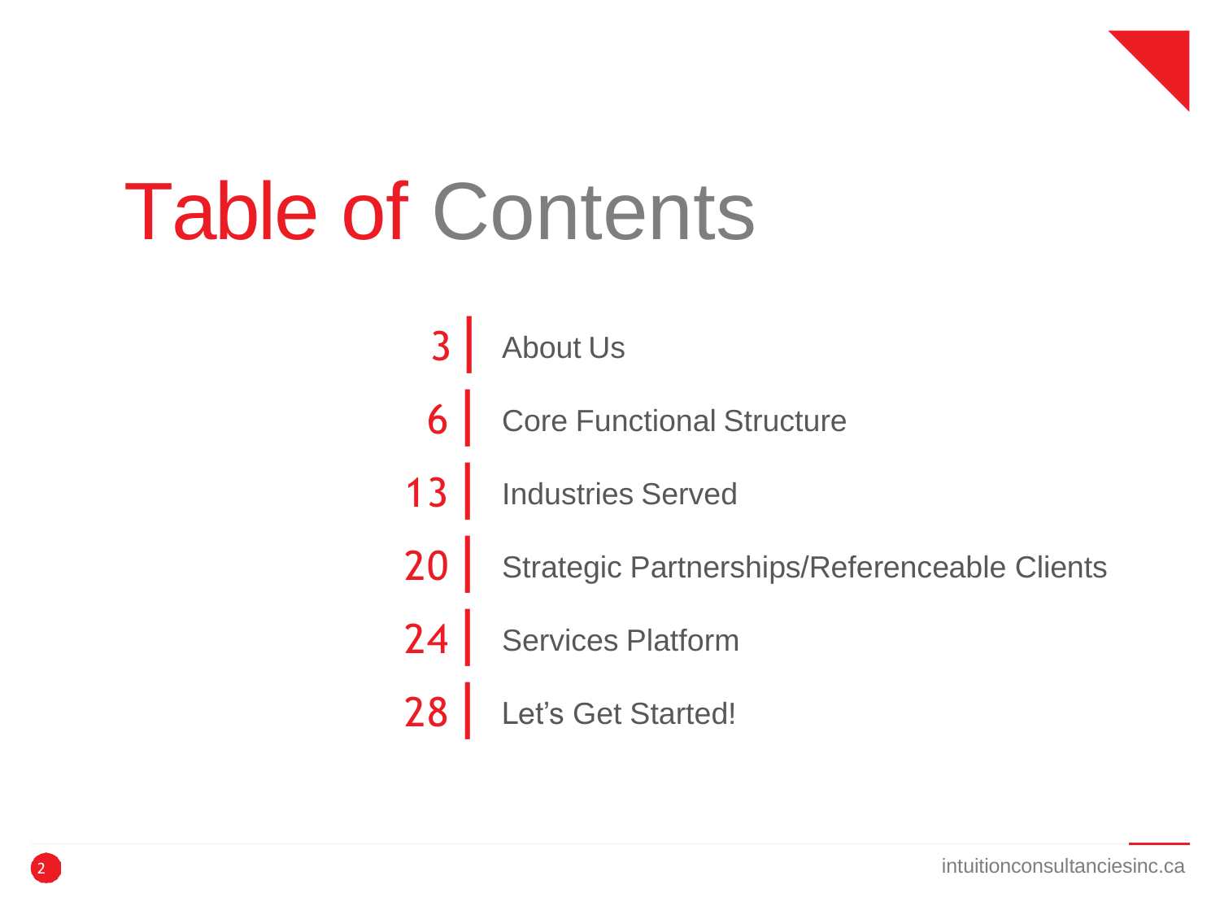# Table of Contents

- 3 | About Us
- 6 | Core Functional Structure
- 13 | Industries Served
- 20 | Strategic Partnerships/Referenceable Clients
- 24 | Services Platform
- 28 | Let's Get Started!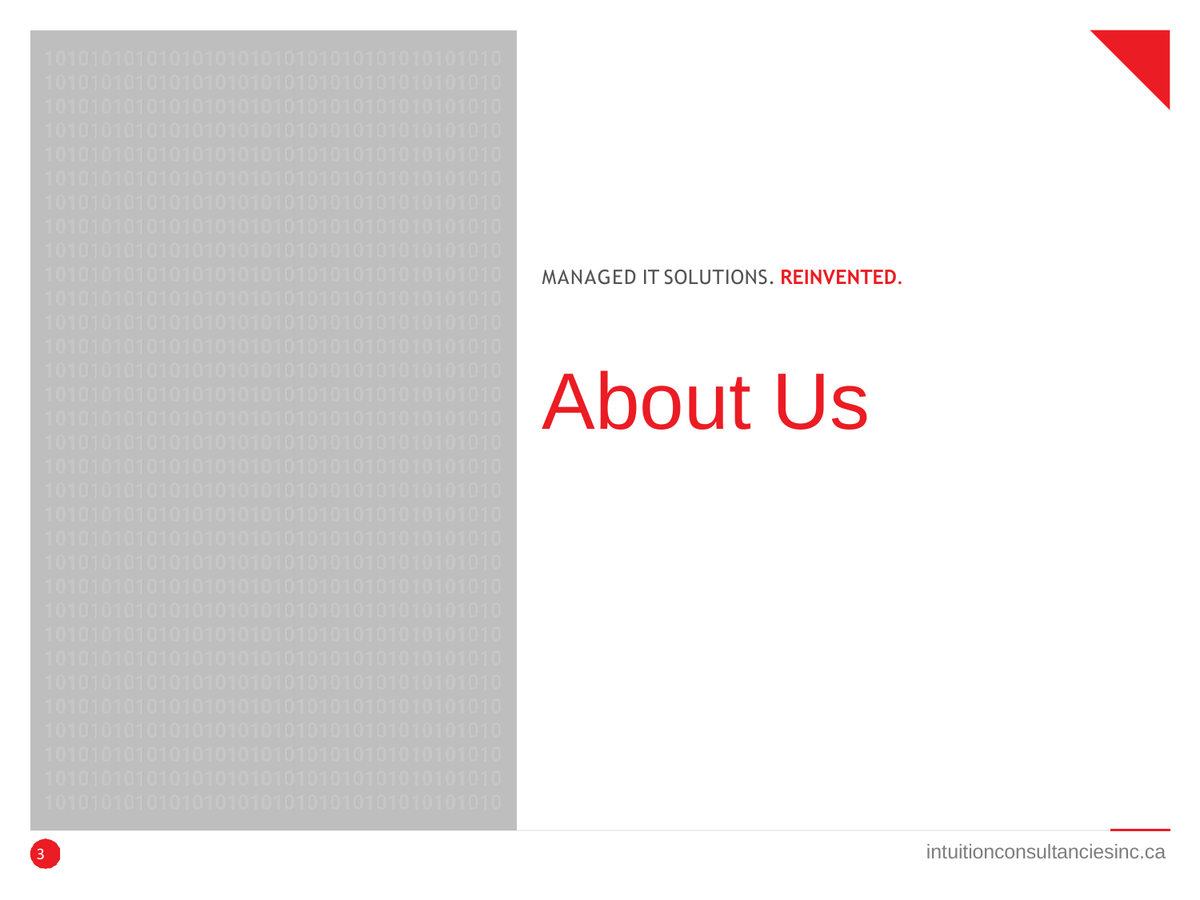MANAGED IT SOLUTIONS. **REINVENTED.**

# About Us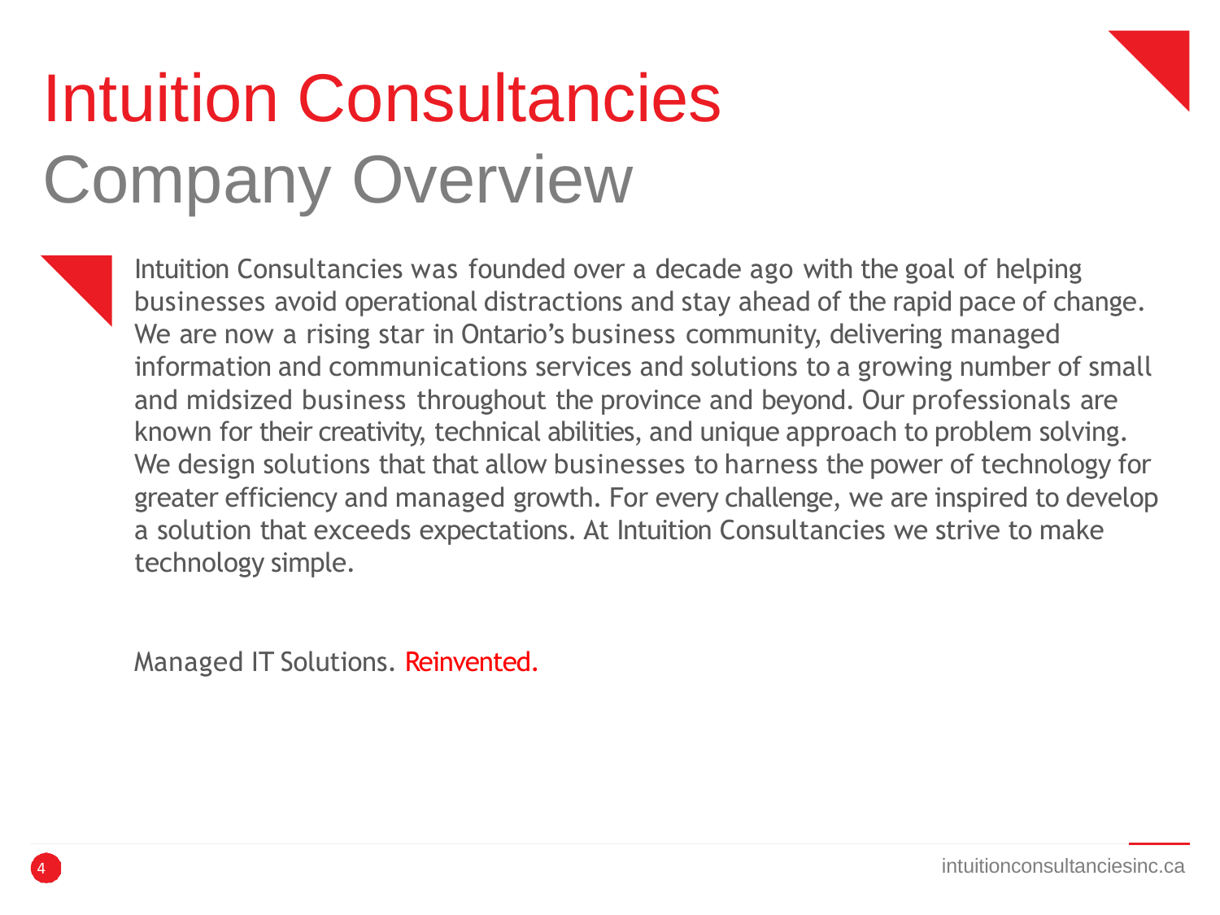# Intuition Consultancies
## Company Overview

Intuition Consultancies was founded over a decade ago with the goal of helping businesses avoid operational distractions and stay ahead of the rapid pace of change. We are now a rising star in Ontario's business community, delivering managed information and communications services and solutions to a growing number of small and midsized business throughout the province and beyond. Our professionals are known for their creativity, technical abilities, and unique approach to problem solving. We design solutions that that allow businesses to harness the power of technology for greater efficiency and managed growth. For every challenge, we are inspired to develop a solution that exceeds expectations. At Intuition Consultancies we strive to make technology simple.

Managed IT Solutions. Reinvented.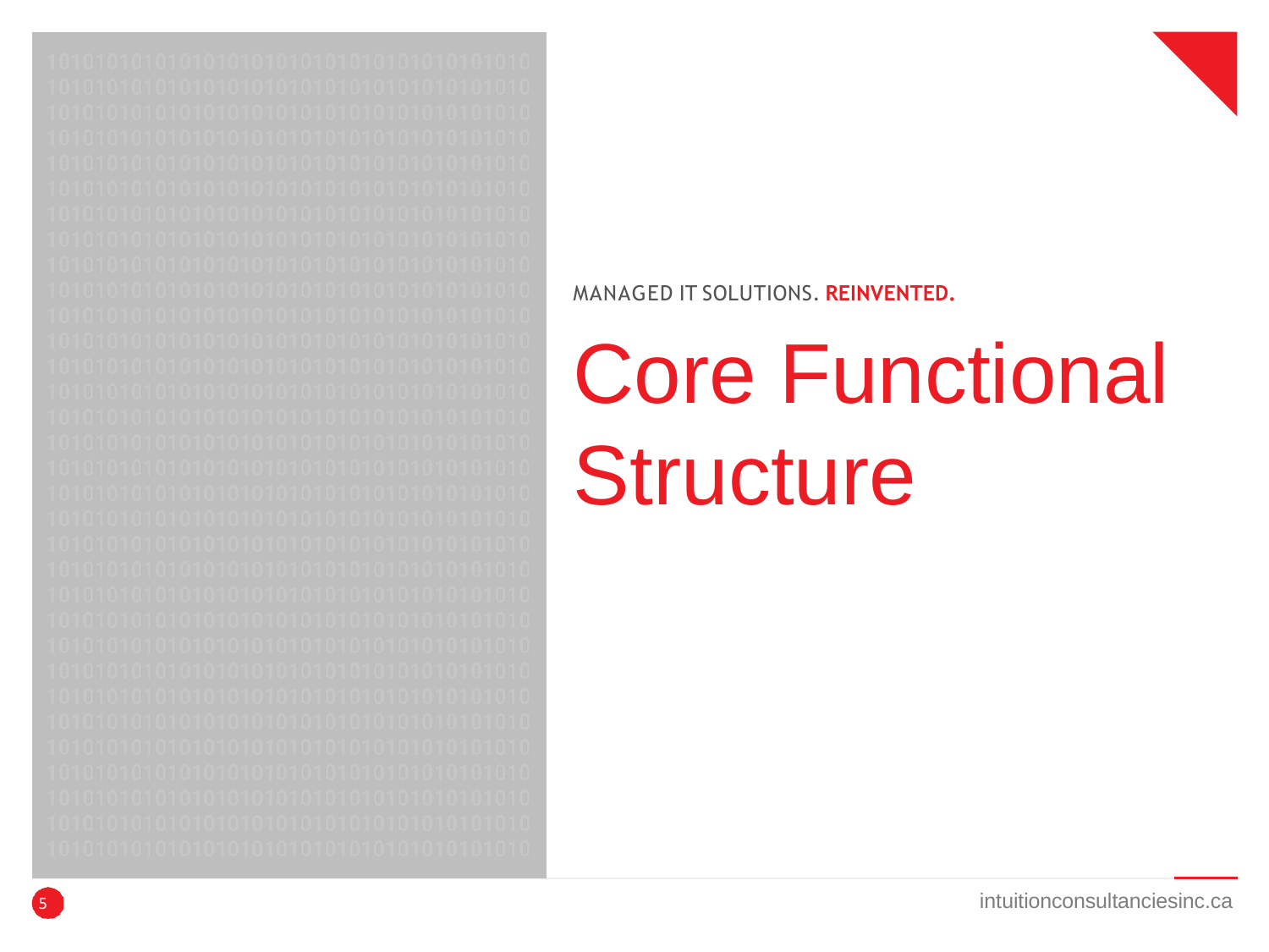MANAGED IT SOLUTIONS. **REINVENTED.**

# Core Functional Structure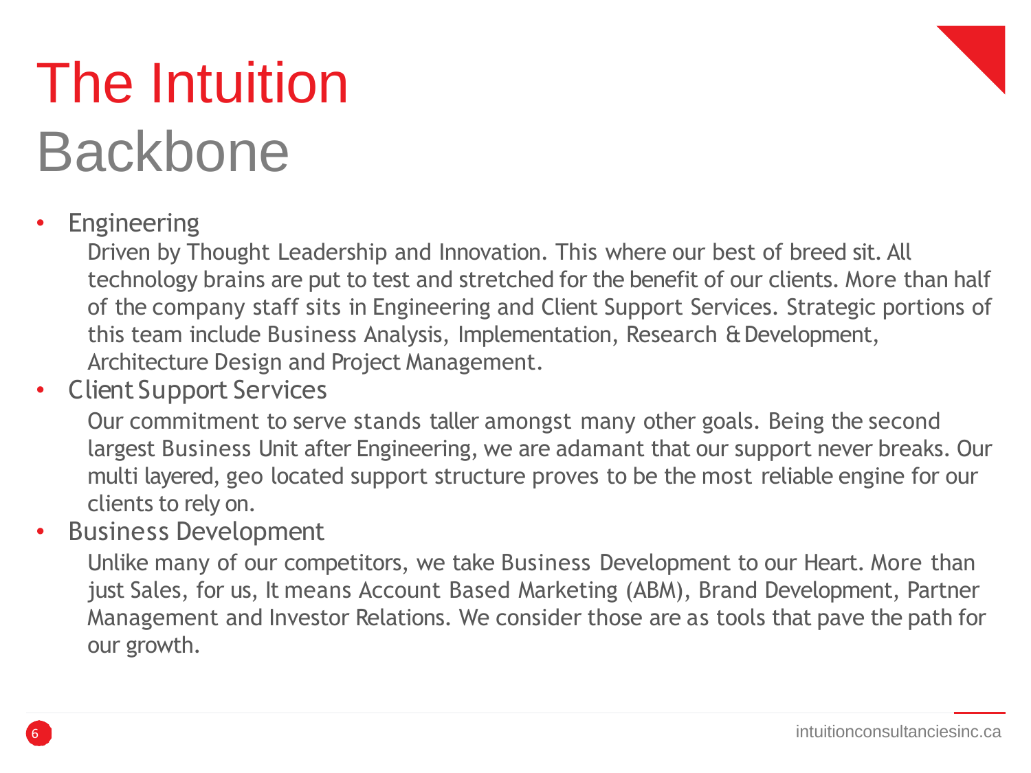# The Intuition Backbone

- Engineering

  Driven by Thought Leadership and Innovation. This where our best of breed sit. All technology brains are put to test and stretched for the benefit of our clients. More than half of the company staff sits in Engineering and Client Support Services. Strategic portions of this team include Business Analysis, Implementation, Research & Development, Architecture Design and Project Management.

- Client Support Services

  Our commitment to serve stands taller amongst many other goals. Being the second largest Business Unit after Engineering, we are adamant that our support never breaks. Our multi layered, geo located support structure proves to be the most reliable engine for our clients to rely on.

- Business Development

  Unlike many of our competitors, we take Business Development to our Heart. More than just Sales, for us, It means Account Based Marketing (ABM), Brand Development, Partner Management and Investor Relations. We consider those are as tools that pave the path for our growth.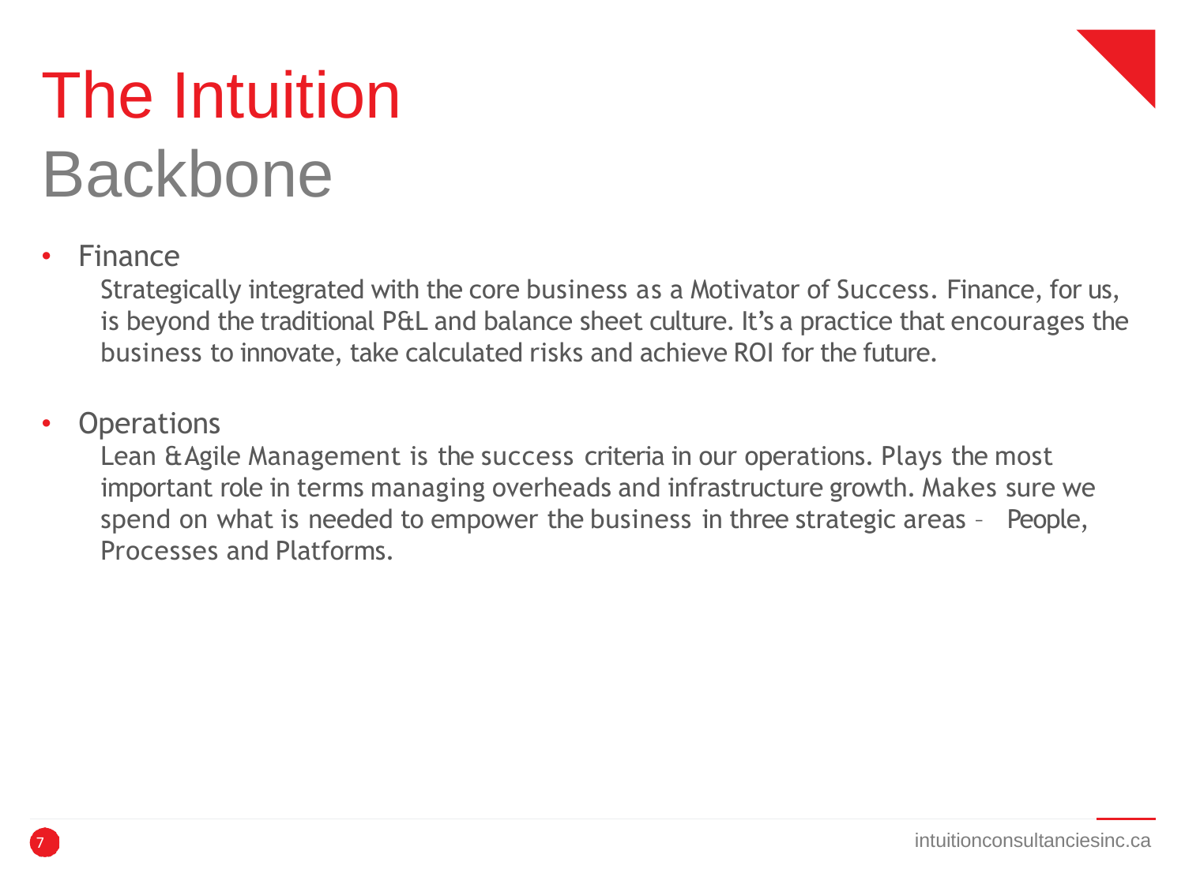# The Intuition Backbone

- Finance

  Strategically integrated with the core business as a Motivator of Success. Finance, for us, is beyond the traditional P&L and balance sheet culture. It's a practice that encourages the business to innovate, take calculated risks and achieve ROI for the future.

- Operations

  Lean & Agile Management is the success criteria in our operations. Plays the most important role in terms managing overheads and infrastructure growth. Makes sure we spend on what is needed to empower the business in three strategic areas – People, Processes and Platforms.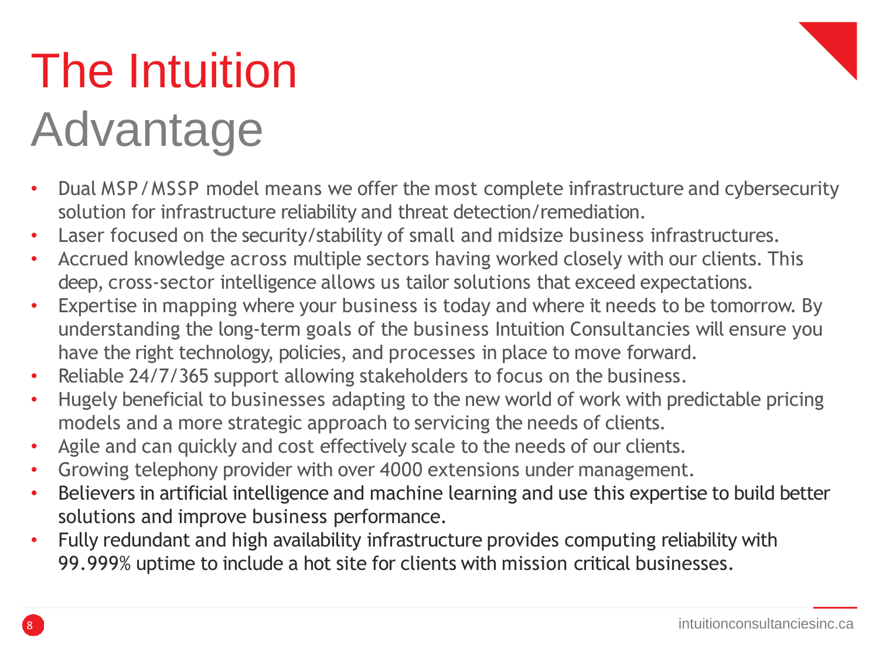# The Intuition Advantage

- Dual MSP/MSSP model means we offer the most complete infrastructure and cybersecurity solution for infrastructure reliability and threat detection/remediation.
- Laser focused on the security/stability of small and midsize business infrastructures.
- Accrued knowledge across multiple sectors having worked closely with our clients. This deep, cross-sector intelligence allows us tailor solutions that exceed expectations.
- Expertise in mapping where your business is today and where it needs to be tomorrow. By understanding the long-term goals of the business Intuition Consultancies will ensure you have the right technology, policies, and processes in place to move forward.
- Reliable 24/7/365 support allowing stakeholders to focus on the business.
- Hugely beneficial to businesses adapting to the new world of work with predictable pricing models and a more strategic approach to servicing the needs of clients.
- Agile and can quickly and cost effectively scale to the needs of our clients.
- Growing telephony provider with over 4000 extensions under management.
- Believers in artificial intelligence and machine learning and use this expertise to build better solutions and improve business performance.
- Fully redundant and high availability infrastructure provides computing reliability with 99.999% uptime to include a hot site for clients with mission critical businesses.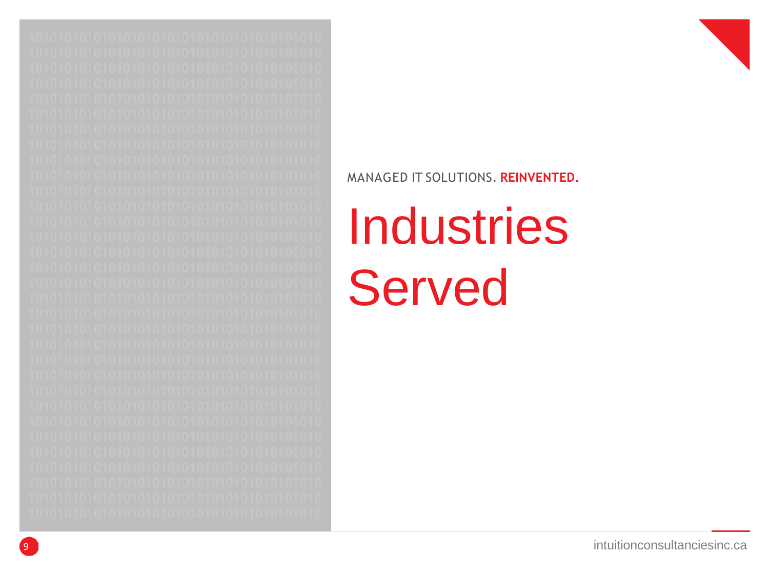MANAGED IT SOLUTIONS. **REINVENTED.**

# Industries Served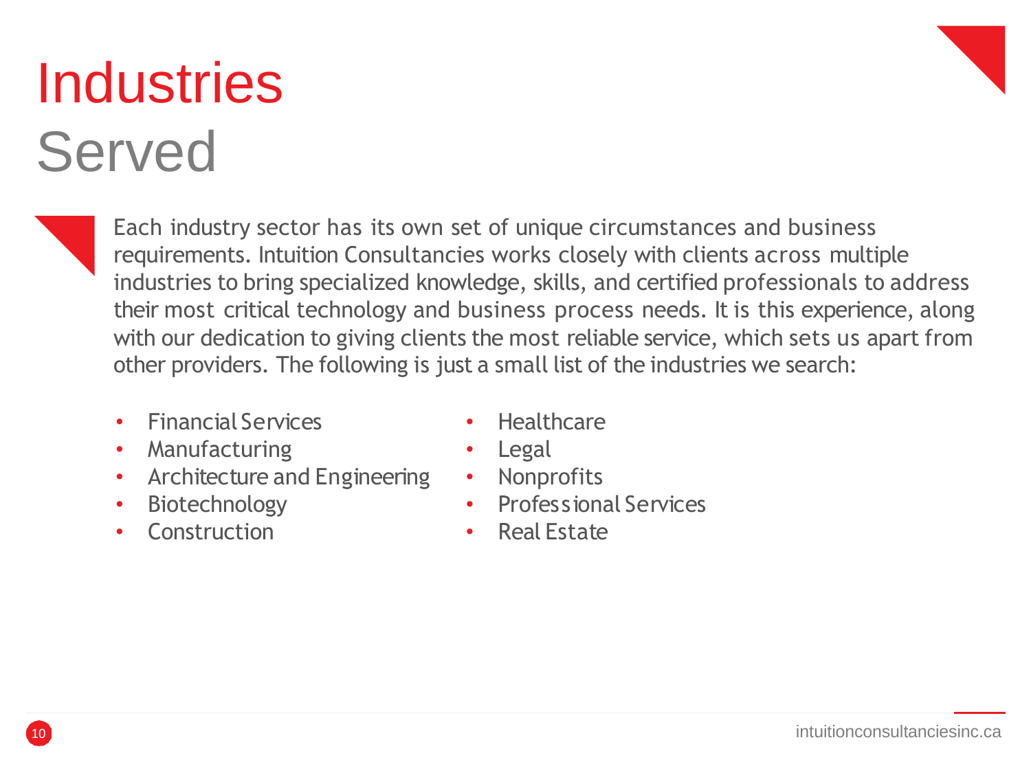# Industries Served

Each industry sector has its own set of unique circumstances and business requirements. Intuition Consultancies works closely with clients across multiple industries to bring specialized knowledge, skills, and certified professionals to address their most critical technology and business process needs. It is this experience, along with our dedication to giving clients the most reliable service, which sets us apart from other providers. The following is just a small list of the industries we search:

- Financial Services
- Manufacturing
- Architecture and Engineering
- Biotechnology
- Construction
- Healthcare
- Legal
- Nonprofits
- Professional Services
- Real Estate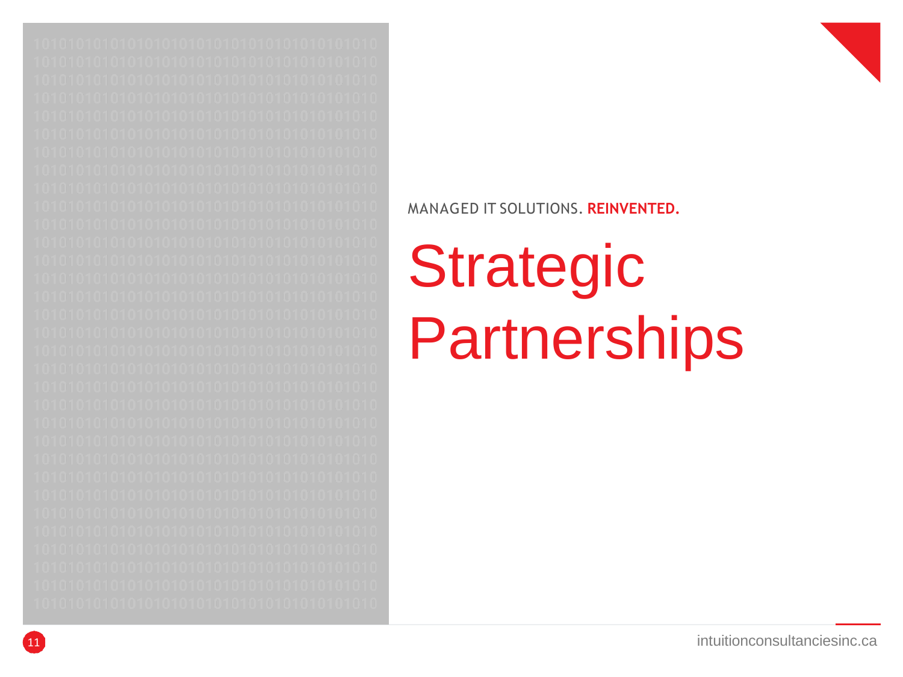MANAGED IT SOLUTIONS. **REINVENTED.**

# Strategic Partnerships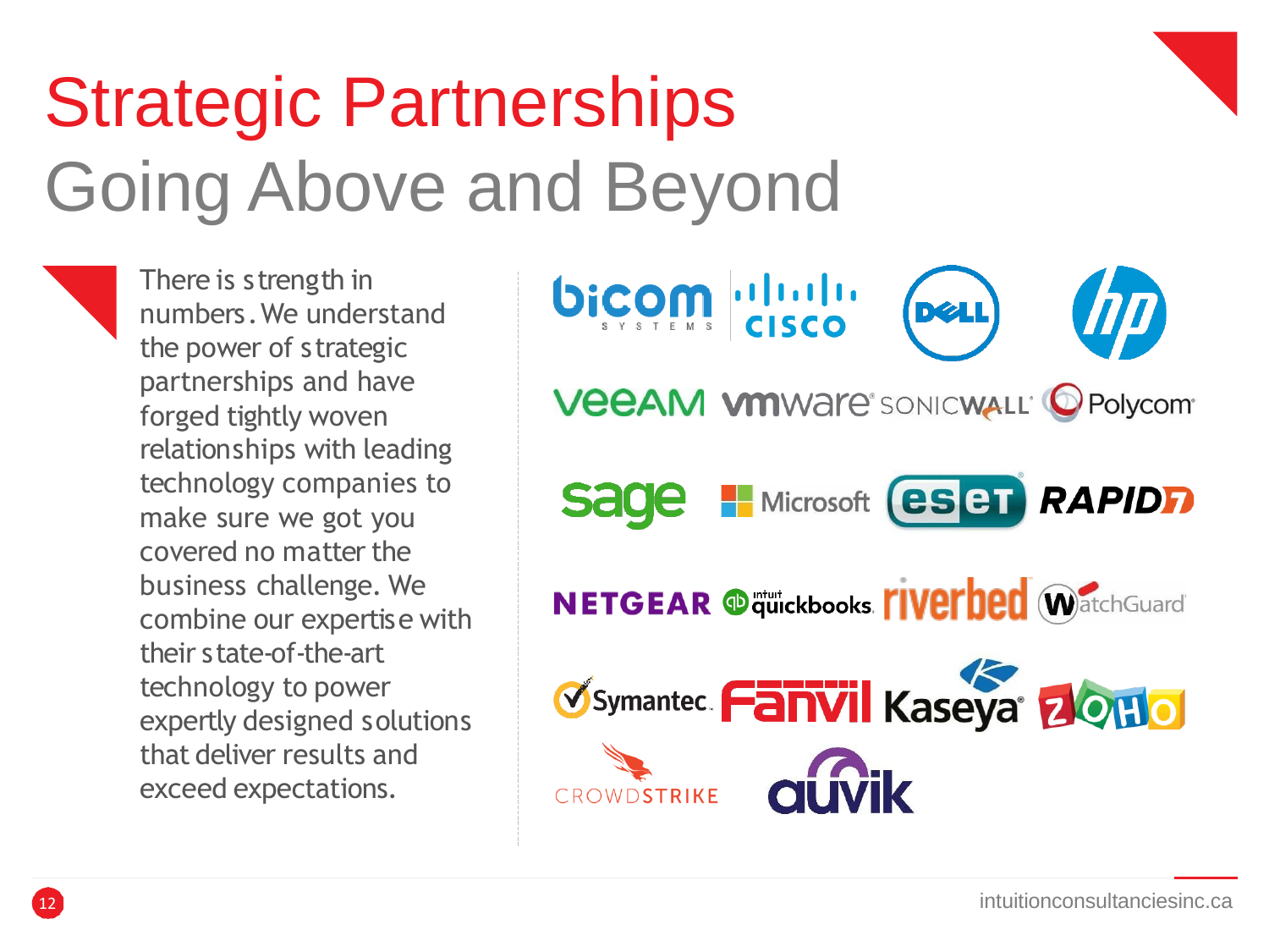# Strategic Partnerships

## Going Above and Beyond

There is strength in numbers. We understand the power of strategic partnerships and have forged tightly woven relationships with leading technology companies to make sure we got you covered no matter the business challenge. We combine our expertise with their state-of-the-art technology to power expertly designed solutions that deliver results and exceed expectations.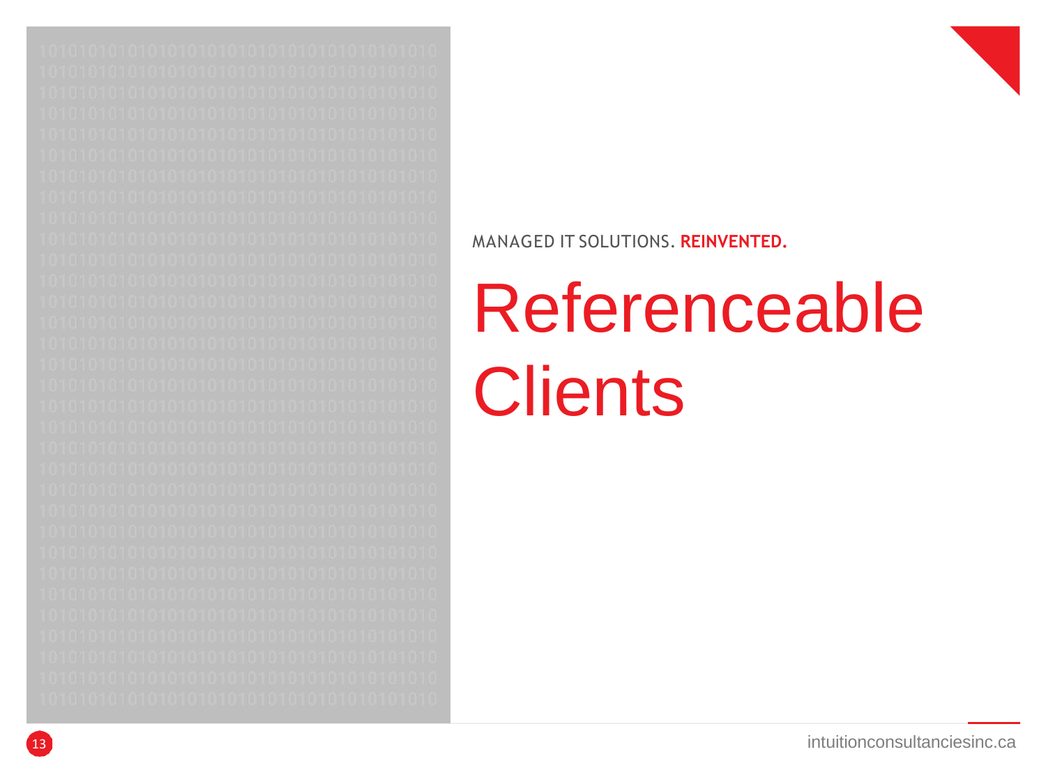MANAGED IT SOLUTIONS. **REINVENTED.**

# Referenceable Clients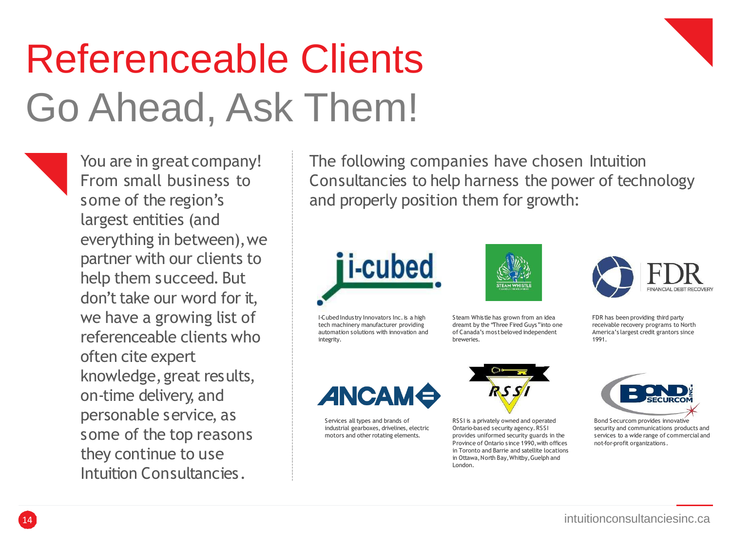# Referenceable Clients

## Go Ahead, Ask Them!

You are in great company! From small business to some of the region's largest entities (and everything in between), we partner with our clients to help them succeed. But don't take our word for it, we have a growing list of referenceable clients who often cite expert knowledge, great results, on-time delivery, and personable service, as some of the top reasons they continue to use Intuition Consultancies.

The following companies have chosen Intuition Consultancies to help harness the power of technology and properly position them for growth:

I-Cubed Industry Innovators Inc. is a high tech machinery manufacturer providing automation solutions with innovation and integrity.

Steam Whistle has grown from an idea dreamt by the "Three Fired Guys" into one of Canada's most beloved independent breweries.

FDR has been providing third party receivable recovery programs to North America's largest credit grantors since 1991.

Services all types and brands of industrial gearboxes, drivelines, electric motors and other rotating elements.

RSSI is a privately owned and operated Ontario-based security agency. RSSI provides uniformed security guards in the Province of Ontario since 1990, with offices in Toronto and Barrie and satellite locations in Ottawa, North Bay, Whitby, Guelph and London.

Bond Securcom provides innovative security and communications products and services to a wide range of commercial and not-for-profit organizations.

intuitionconsultanciesinc.ca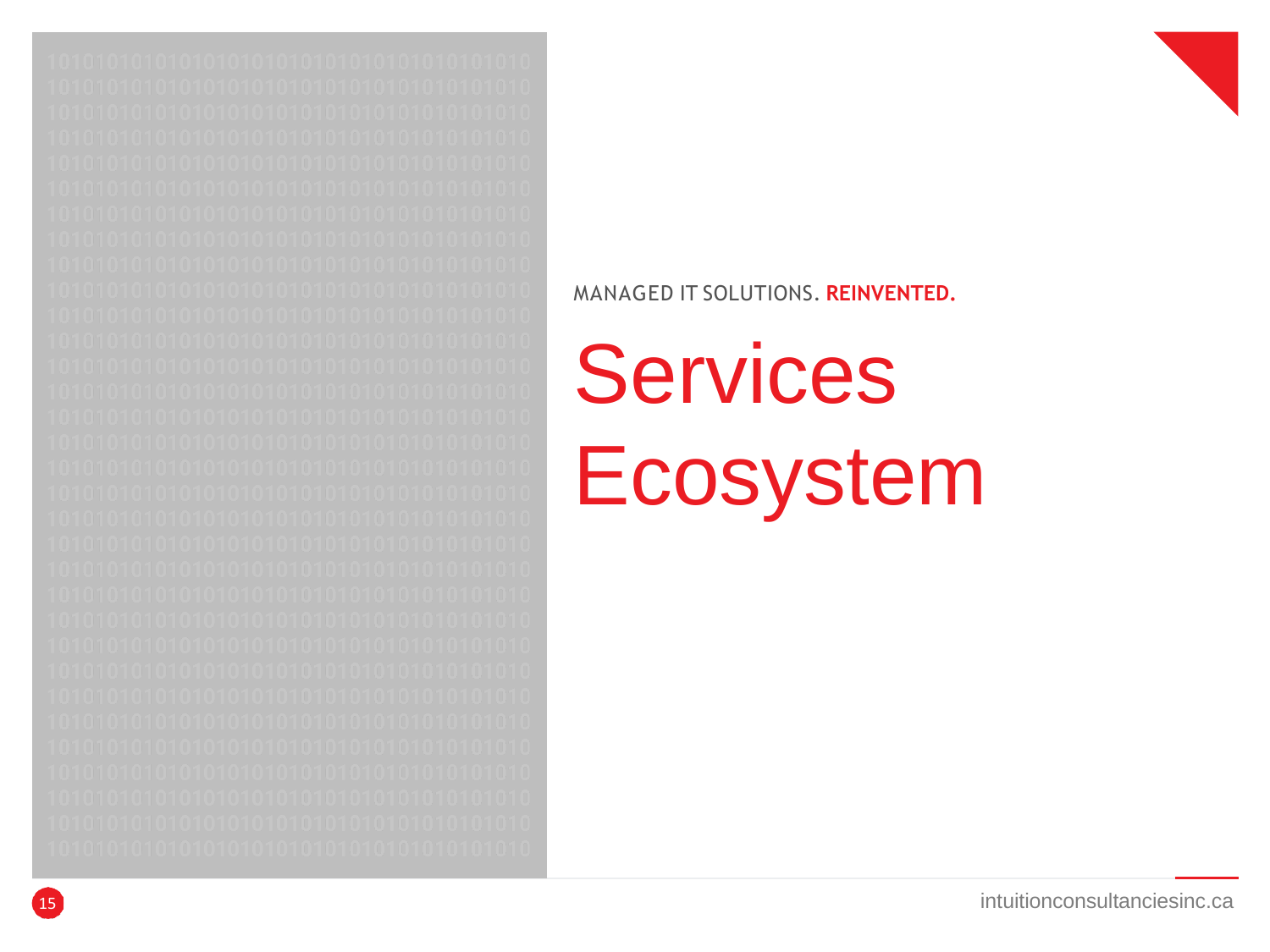MANAGED IT SOLUTIONS. **REINVENTED.**

# Services Ecosystem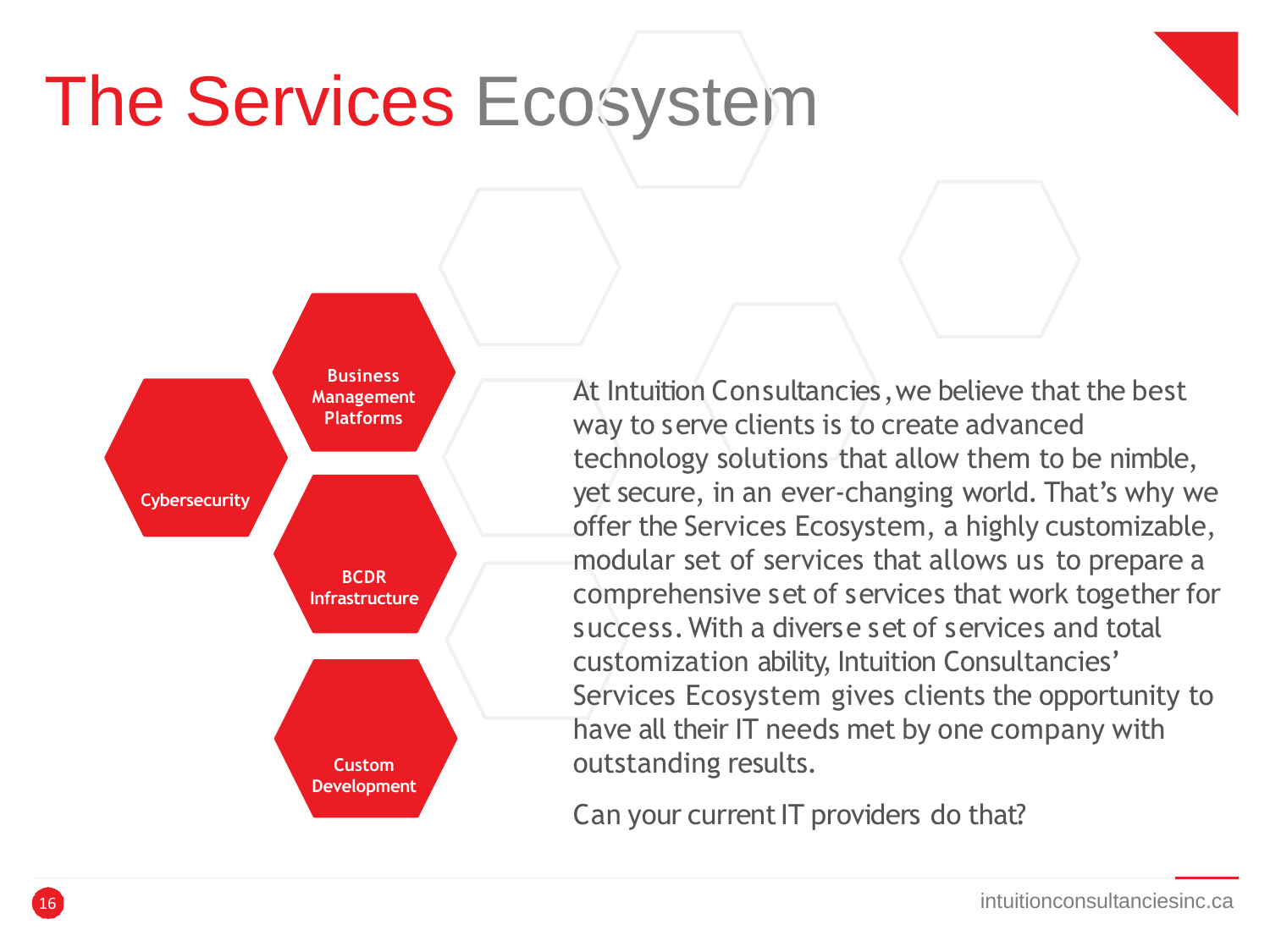# The Services Ecosystem

- Business Management Platforms
- Cybersecurity
- BCDR Infrastructure
- Custom Development

At Intuition Consultancies, we believe that the best way to serve clients is to create advanced technology solutions that allow them to be nimble, yet secure, in an ever-changing world. That's why we offer the Services Ecosystem, a highly customizable, modular set of services that allows us to prepare a comprehensive set of services that work together for success. With a diverse set of services and total customization ability, Intuition Consultancies' Services Ecosystem gives clients the opportunity to have all their IT needs met by one company with outstanding results.

Can your current IT providers do that?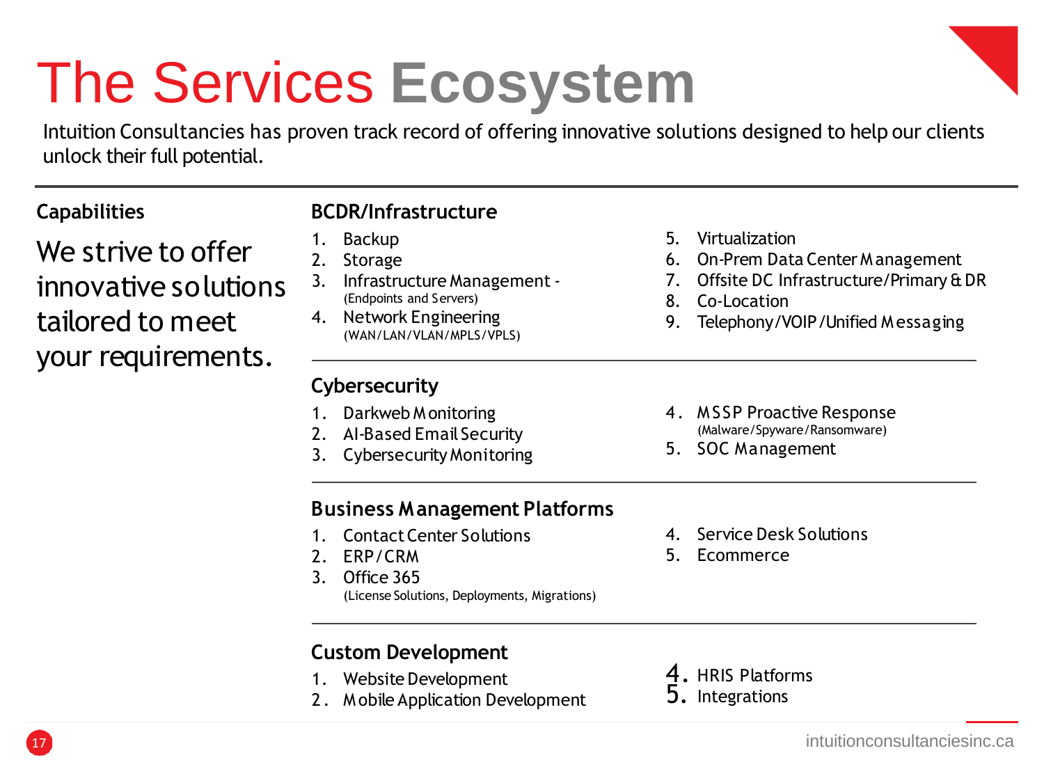# The Services Ecosystem

Intuition Consultancies has proven track record of offering innovative solutions designed to help our clients unlock their full potential.

## Capabilities

We strive to offer innovative solutions tailored to meet your requirements.

### BCDR/Infrastructure

1. Backup
2. Storage
3. Infrastructure Management - (Endpoints and Servers)
4. Network Engineering (WAN/LAN/VLAN/MPLS/VPLS)
5. Virtualization
6. On-Prem Data Center Management
7. Offsite DC Infrastructure/Primary & DR
8. Co-Location
9. Telephony/VOIP/Unified Messaging

### Cybersecurity

1. Darkweb Monitoring
2. AI-Based Email Security
3. Cybersecurity Monitoring
4. MSSP Proactive Response (Malware/Spyware/Ransomware)
5. SOC Management

### Business Management Platforms

1. Contact Center Solutions
2. ERP/CRM
3. Office 365 (License Solutions, Deployments, Migrations)
4. Service Desk Solutions
5. Ecommerce

### Custom Development

1. Website Development
2. Mobile Application Development
4. HRIS Platforms
5. Integrations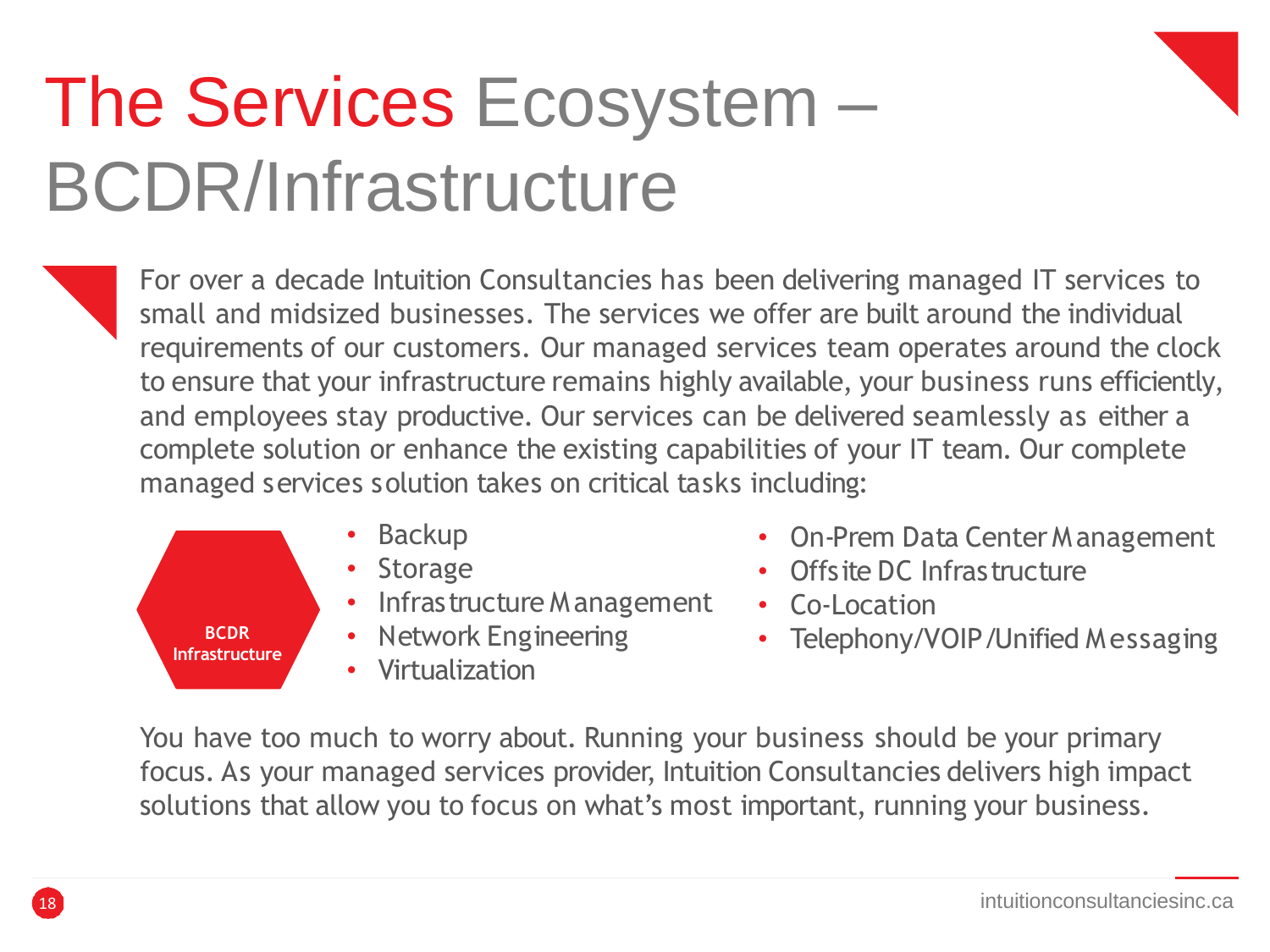# The Services Ecosystem – BCDR/Infrastructure

For over a decade Intuition Consultancies has been delivering managed IT services to small and midsized businesses. The services we offer are built around the individual requirements of our customers. Our managed services team operates around the clock to ensure that your infrastructure remains highly available, your business runs efficiently, and employees stay productive. Our services can be delivered seamlessly as either a complete solution or enhance the existing capabilities of your IT team. Our complete managed services solution takes on critical tasks including:

**BCDR Infrastructure**

- Backup
- Storage
- Infrastructure Management
- Network Engineering
- Virtualization
- On-Prem Data Center Management
- Offsite DC Infrastructure
- Co-Location
- Telephony/VOIP/Unified Messaging

You have too much to worry about. Running your business should be your primary focus. As your managed services provider, Intuition Consultancies delivers high impact solutions that allow you to focus on what's most important, running your business.

intuitionconsultanciesinc.ca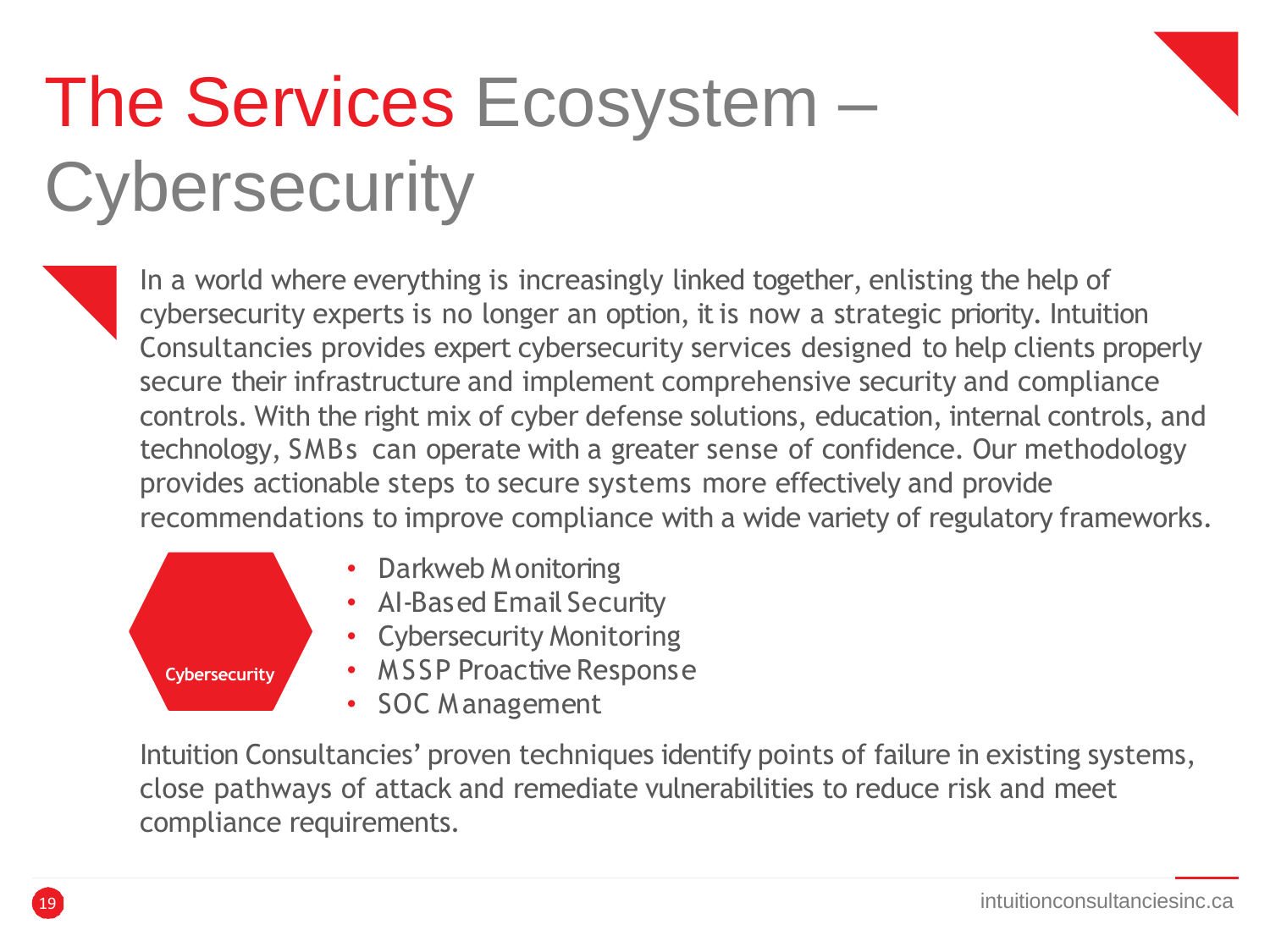# The Services Ecosystem – Cybersecurity

In a world where everything is increasingly linked together, enlisting the help of cybersecurity experts is no longer an option, it is now a strategic priority. Intuition Consultancies provides expert cybersecurity services designed to help clients properly secure their infrastructure and implement comprehensive security and compliance controls. With the right mix of cyber defense solutions, education, internal controls, and technology, SMBs can operate with a greater sense of confidence. Our methodology provides actionable steps to secure systems more effectively and provide recommendations to improve compliance with a wide variety of regulatory frameworks.

**Cybersecurity**

- Darkweb Monitoring
- AI-Based Email Security
- Cybersecurity Monitoring
- MSSP Proactive Response
- SOC Management

Intuition Consultancies' proven techniques identify points of failure in existing systems, close pathways of attack and remediate vulnerabilities to reduce risk and meet compliance requirements.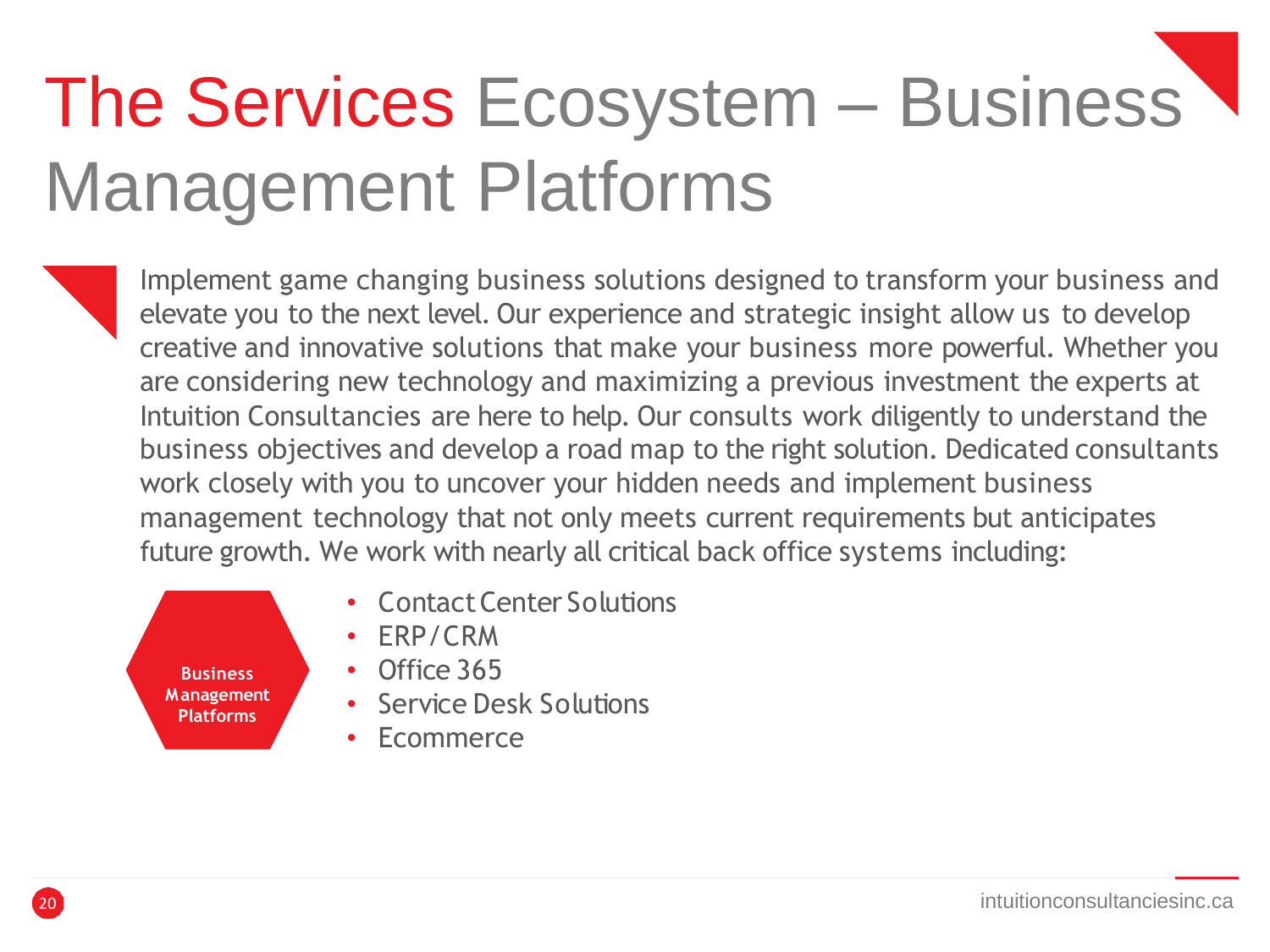# The Services Ecosystem – Business Management Platforms

Implement game changing business solutions designed to transform your business and elevate you to the next level. Our experience and strategic insight allow us to develop creative and innovative solutions that make your business more powerful. Whether you are considering new technology and maximizing a previous investment the experts at Intuition Consultancies are here to help. Our consults work diligently to understand the business objectives and develop a road map to the right solution. Dedicated consultants work closely with you to uncover your hidden needs and implement business management technology that not only meets current requirements but anticipates future growth. We work with nearly all critical back office systems including:

**Business Management Platforms**

- Contact Center Solutions
- ERP/CRM
- Office 365
- Service Desk Solutions
- Ecommerce

intuitionconsultanciesinc.ca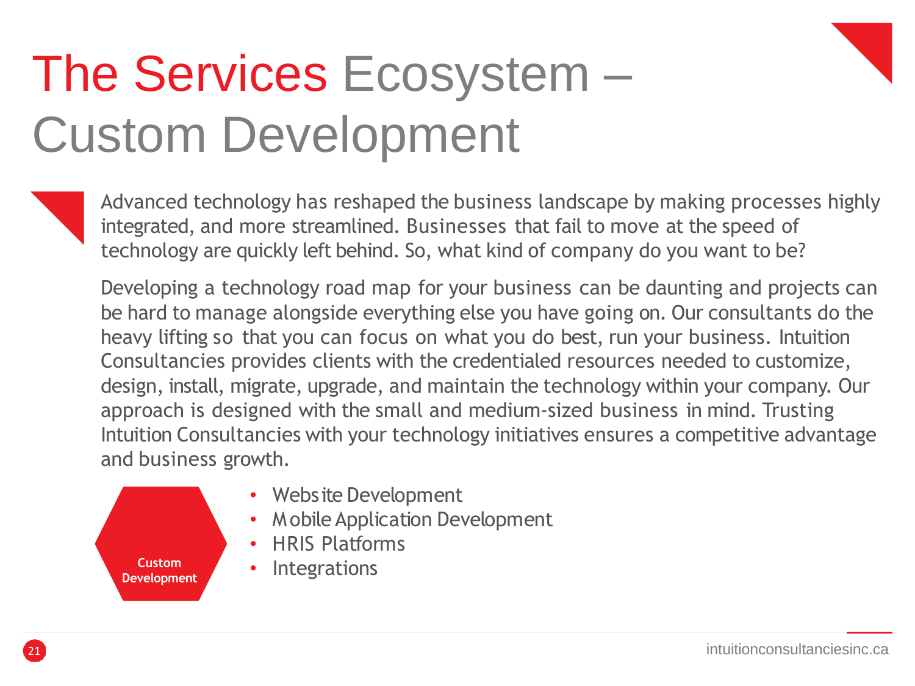# The Services Ecosystem – Custom Development

Advanced technology has reshaped the business landscape by making processes highly integrated, and more streamlined. Businesses that fail to move at the speed of technology are quickly left behind. So, what kind of company do you want to be?

Developing a technology road map for your business can be daunting and projects can be hard to manage alongside everything else you have going on. Our consultants do the heavy lifting so that you can focus on what you do best, run your business. Intuition Consultancies provides clients with the credentialed resources needed to customize, design, install, migrate, upgrade, and maintain the technology within your company. Our approach is designed with the small and medium-sized business in mind. Trusting Intuition Consultancies with your technology initiatives ensures a competitive advantage and business growth.

**Custom Development**

- Website Development
- Mobile Application Development
- HRIS Platforms
- Integrations

intuitionconsultanciesinc.ca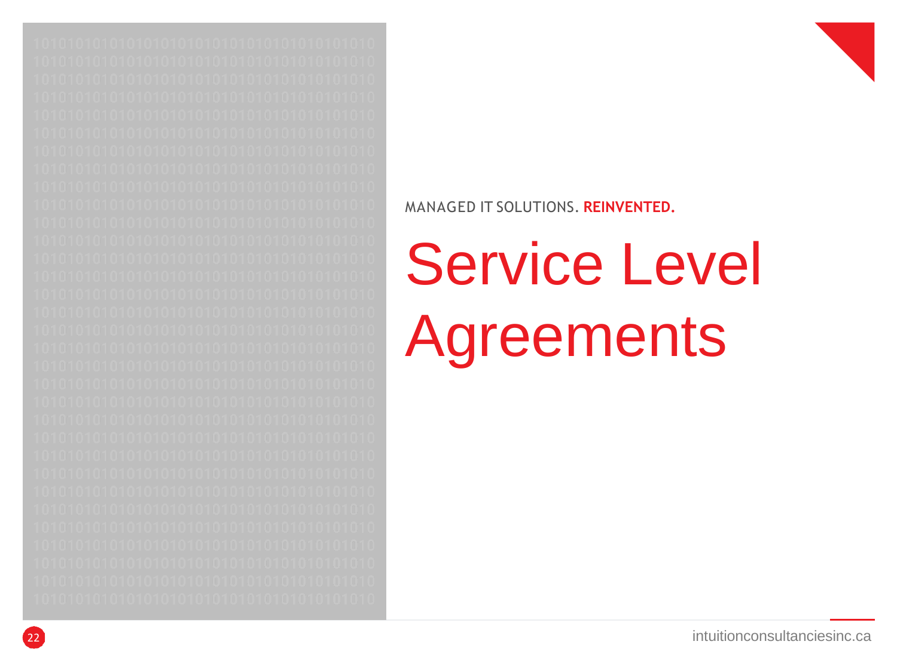MANAGED IT SOLUTIONS. **REINVENTED.**

# Service Level Agreements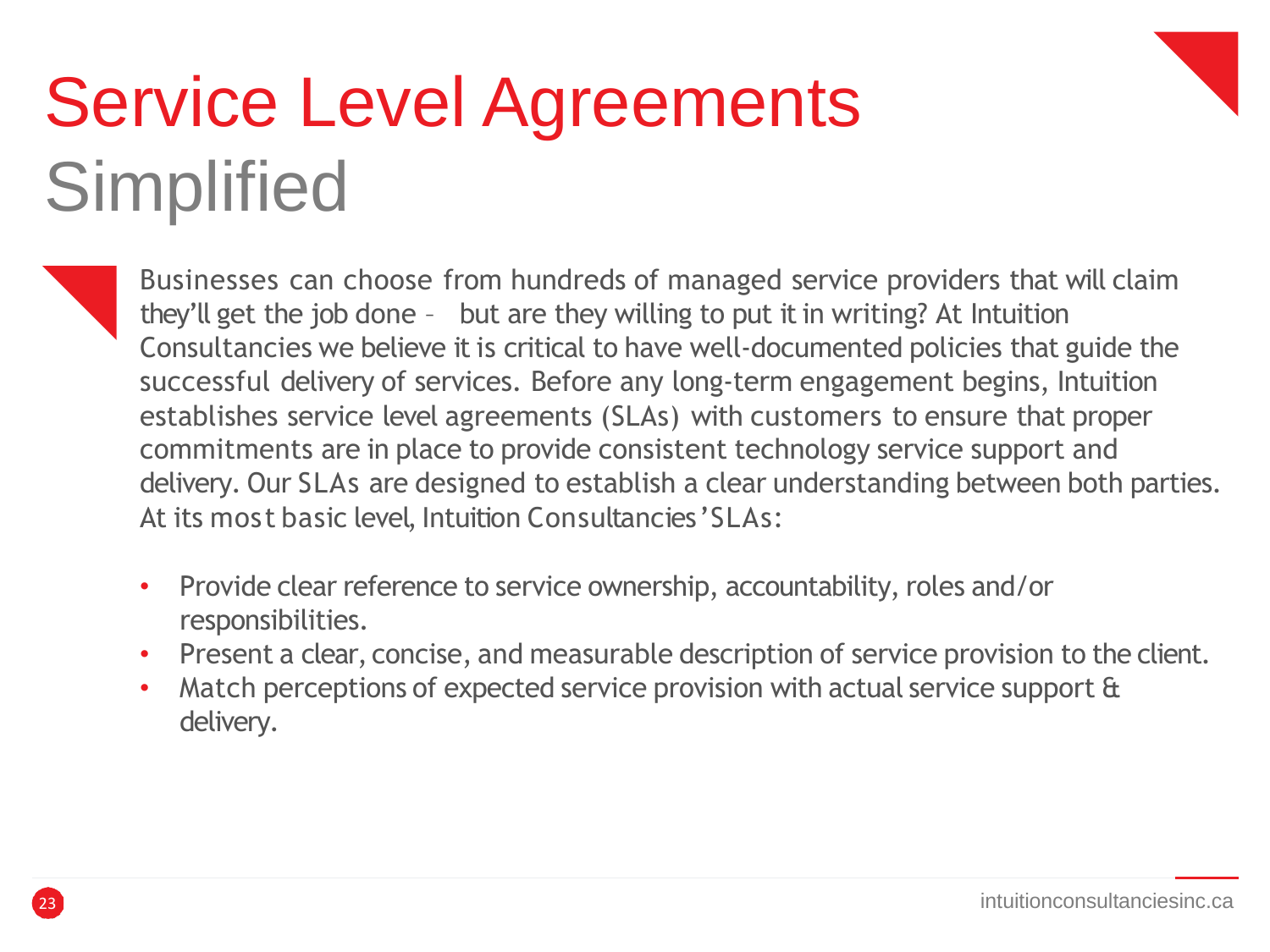# Service Level Agreements Simplified

Businesses can choose from hundreds of managed service providers that will claim they'll get the job done – but are they willing to put it in writing? At Intuition Consultancies we believe it is critical to have well-documented policies that guide the successful delivery of services. Before any long-term engagement begins, Intuition establishes service level agreements (SLAs) with customers to ensure that proper commitments are in place to provide consistent technology service support and delivery. Our SLAs are designed to establish a clear understanding between both parties. At its most basic level, Intuition Consultancies' SLAs:

- Provide clear reference to service ownership, accountability, roles and/or responsibilities.
- Present a clear, concise, and measurable description of service provision to the client.
- Match perceptions of expected service provision with actual service support & delivery.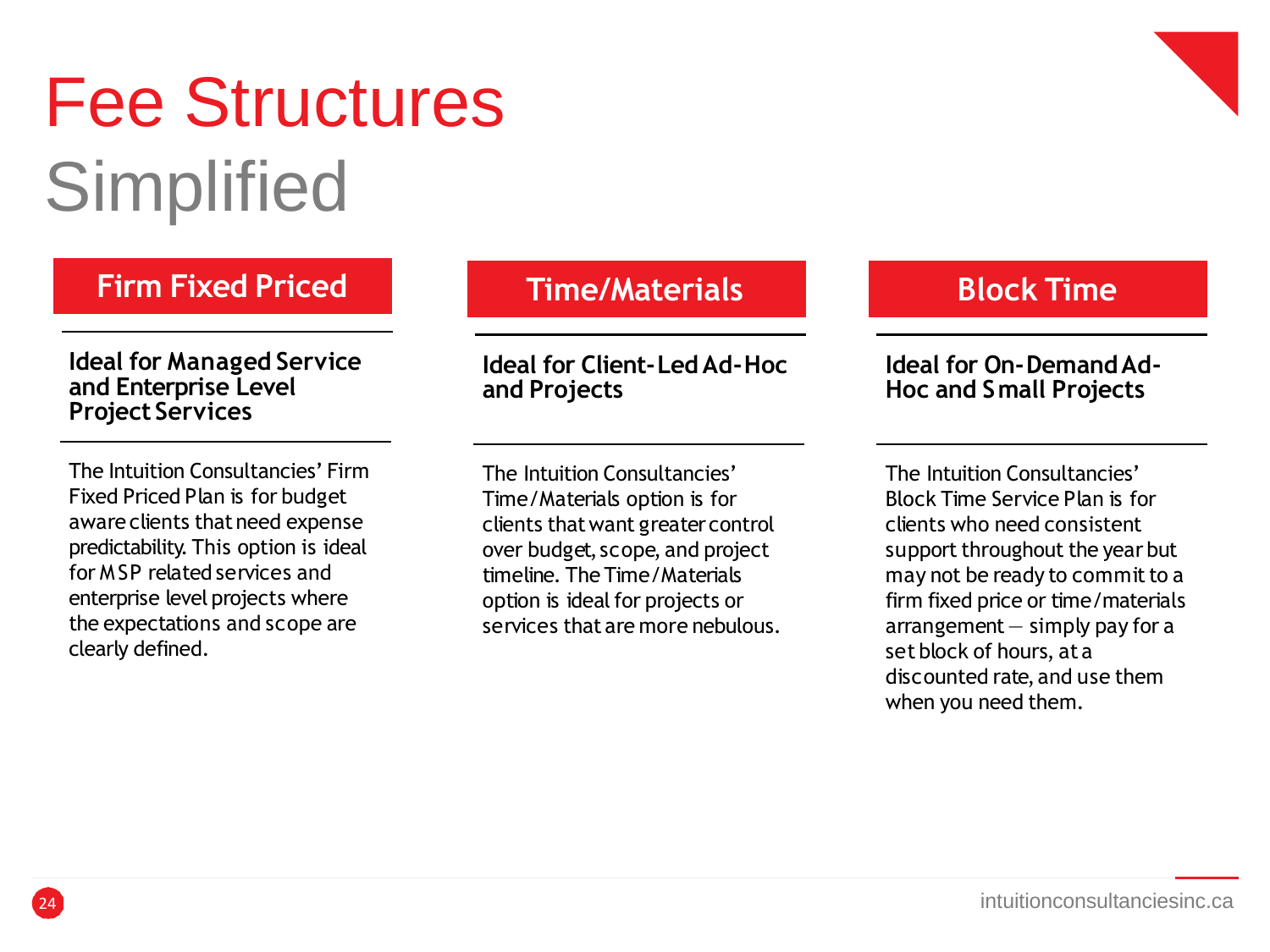# Fee Structures Simplified

## Firm Fixed Priced

**Ideal for Managed Service and Enterprise Level Project Services**

The Intuition Consultancies' Firm Fixed Priced Plan is for budget aware clients that need expense predictability. This option is ideal for MSP related services and enterprise level projects where the expectations and scope are clearly defined.

## Time/Materials

**Ideal for Client-Led Ad-Hoc and Projects**

The Intuition Consultancies' Time/Materials option is for clients that want greater control over budget, scope, and project timeline. The Time/Materials option is ideal for projects or services that are more nebulous.

## Block Time

**Ideal for On-Demand Ad-Hoc and Small Projects**

The Intuition Consultancies' Block Time Service Plan is for clients who need consistent support throughout the year but may not be ready to commit to a firm fixed price or time/materials arrangement – simply pay for a set block of hours, at a discounted rate, and use them when you need them.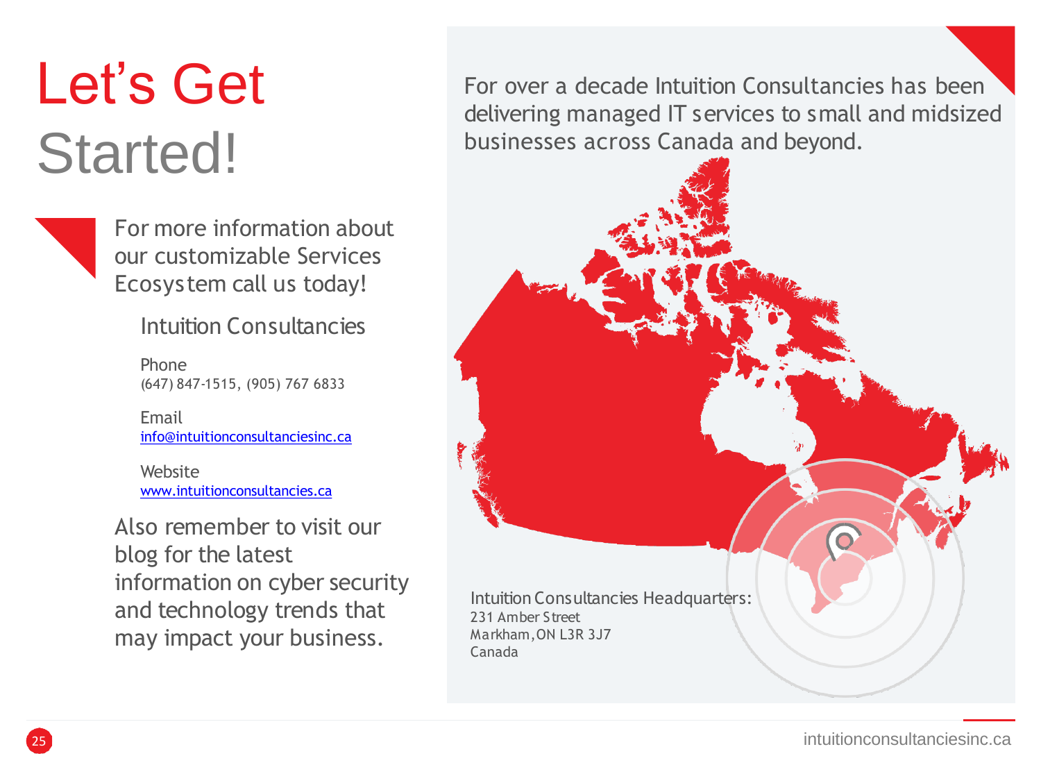# Let's Get Started!

For more information about our customizable Services Ecosystem call us today!

Intuition Consultancies

Phone
(647) 847-1515, (905) 767 6833

Email
info@intuitionconsultanciesinc.ca

Website
www.intuitionconsultancies.ca

Also remember to visit our blog for the latest information on cyber security and technology trends that may impact your business.

For over a decade Intuition Consultancies has been delivering managed IT services to small and midsized businesses across Canada and beyond.

Intuition Consultancies Headquarters:
231 Amber Street
Markham, ON L3R 3J7
Canada